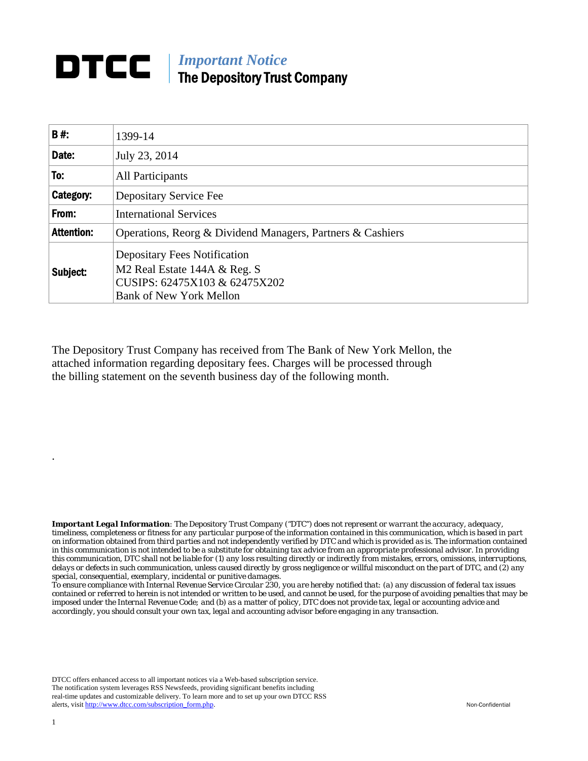# DTCC | *Important Notice* The Depository Trust Company

| **B #:** | 1399-14 |
|---|---|
| **Date:** | July 23, 2014 |
| **To:** | All Participants |
| **Category:** | Depositary Service Fee |
| **From:** | International Services |
| **Attention:** | Operations, Reorg & Dividend Managers, Partners & Cashiers |
| **Subject:** | Depositary Fees Notification<br>M2 Real Estate 144A & Reg. S<br>CUSIPS: 62475X103 & 62475X202<br>Bank of New York Mellon |

The Depository Trust Company has received from The Bank of New York Mellon, the attached information regarding depositary fees. Charges will be processed through the billing statement on the seventh business day of the following month.

.

***Important Legal Information**: The Depository Trust Company ("DTC") does not represent or warrant the accuracy, adequacy, timeliness, completeness or fitness for any particular purpose of the information contained in this communication, which is based in part on information obtained from third parties and not independently verified by DTC and which is provided as is. The information contained in this communication is not intended to be a substitute for obtaining tax advice from an appropriate professional advisor. In providing this communication, DTC shall not be liable for (1) any loss resulting directly or indirectly from mistakes, errors, omissions, interruptions, delays or defects in such communication, unless caused directly by gross negligence or willful misconduct on the part of DTC, and (2) any special, consequential, exemplary, incidental or punitive damages.*

*To ensure compliance with Internal Revenue Service Circular 230, you are hereby notified that: (a) any discussion of federal tax issues contained or referred to herein is not intended or written to be used, and cannot be used, for the purpose of avoiding penalties that may be imposed under the Internal Revenue Code; and (b) as a matter of policy, DTC does not provide tax, legal or accounting advice and accordingly, you should consult your own tax, legal and accounting advisor before engaging in any transaction.*

DTCC offers enhanced access to all important notices via a Web-based subscription service. The notification system leverages RSS Newsfeeds, providing significant benefits including real-time updates and customizable delivery. To learn more and to set up your own DTCC RSS alerts, visit http://www.dtcc.com/subscription_form.php.

Non-Confidential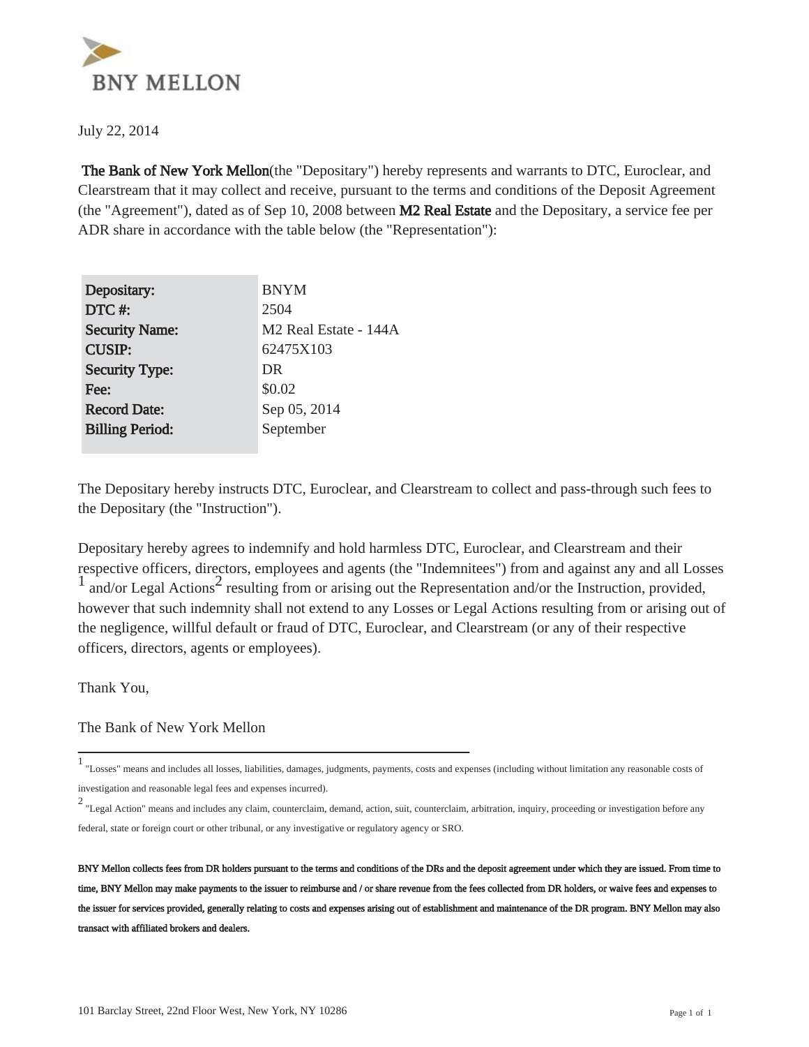BNY MELLON

July 22, 2014

**The Bank of New York Mellon**(the "Depositary") hereby represents and warrants to DTC, Euroclear, and Clearstream that it may collect and receive, pursuant to the terms and conditions of the Deposit Agreement (the "Agreement"), dated as of Sep 10, 2008 between **M2 Real Estate** and the Depositary, a service fee per ADR share in accordance with the table below (the "Representation"):

| | |
|---|---|
| **Depositary:** | BNYM |
| **DTC #:** | 2504 |
| **Security Name:** | M2 Real Estate - 144A |
| **CUSIP:** | 62475X103 |
| **Security Type:** | DR |
| **Fee:** | $0.02 |
| **Record Date:** | Sep 05, 2014 |
| **Billing Period:** | September |

The Depositary hereby instructs DTC, Euroclear, and Clearstream to collect and pass-through such fees to the Depositary (the "Instruction").

Depositary hereby agrees to indemnify and hold harmless DTC, Euroclear, and Clearstream and their respective officers, directors, employees and agents (the "Indemnitees") from and against any and all Losses [1] and/or Legal Actions[2] resulting from or arising out the Representation and/or the Instruction, provided, however that such indemnity shall not extend to any Losses or Legal Actions resulting from or arising out of the negligence, willful default or fraud of DTC, Euroclear, and Clearstream (or any of their respective officers, directors, agents or employees).

Thank You,

The Bank of New York Mellon

---

[1] "Losses" means and includes all losses, liabilities, damages, judgments, payments, costs and expenses (including without limitation any reasonable costs of investigation and reasonable legal fees and expenses incurred).

[2] "Legal Action" means and includes any claim, counterclaim, demand, action, suit, counterclaim, arbitration, inquiry, proceeding or investigation before any federal, state or foreign court or other tribunal, or any investigative or regulatory agency or SRO.

**BNY Mellon collects fees from DR holders pursuant to the terms and conditions of the DRs and the deposit agreement under which they are issued. From time to time, BNY Mellon may make payments to the issuer to reimburse and / or share revenue from the fees collected from DR holders, or waive fees and expenses to the issuer for services provided, generally relating to costs and expenses arising out of establishment and maintenance of the DR program. BNY Mellon may also transact with affiliated brokers and dealers.**

101 Barclay Street, 22nd Floor West, New York, NY 10286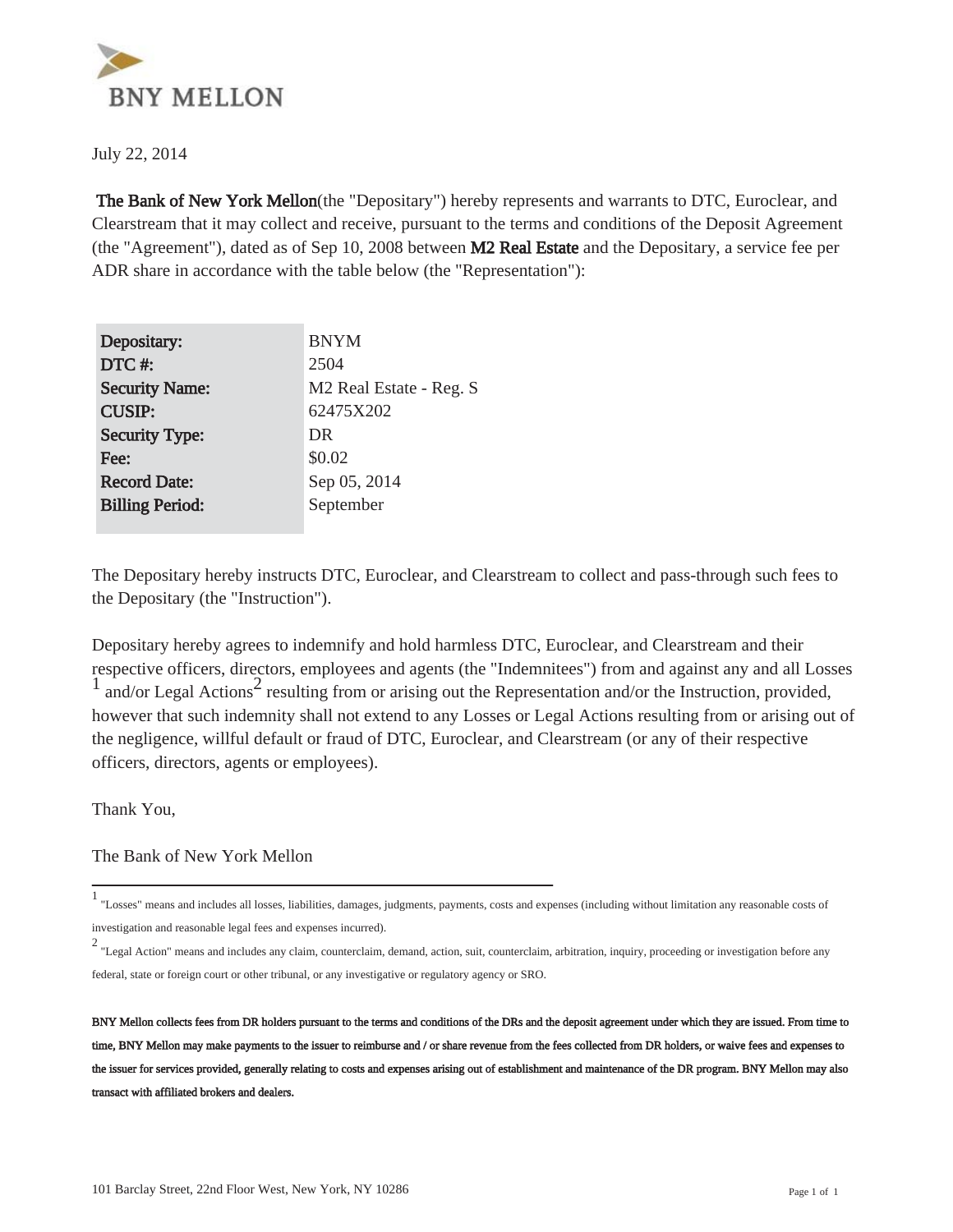BNY MELLON

July 22, 2014

**The Bank of New York Mellon**(the "Depositary") hereby represents and warrants to DTC, Euroclear, and Clearstream that it may collect and receive, pursuant to the terms and conditions of the Deposit Agreement (the "Agreement"), dated as of Sep 10, 2008 between **M2 Real Estate** and the Depositary, a service fee per ADR share in accordance with the table below (the "Representation"):

| | |
|---|---|
| **Depositary:** | BNYM |
| **DTC #:** | 2504 |
| **Security Name:** | M2 Real Estate - Reg. S |
| **CUSIP:** | 62475X202 |
| **Security Type:** | DR |
| **Fee:** | $0.02 |
| **Record Date:** | Sep 05, 2014 |
| **Billing Period:** | September |

The Depositary hereby instructs DTC, Euroclear, and Clearstream to collect and pass-through such fees to the Depositary (the "Instruction").

Depositary hereby agrees to indemnify and hold harmless DTC, Euroclear, and Clearstream and their respective officers, directors, employees and agents (the "Indemnitees") from and against any and all Losses [1] and/or Legal Actions[2] resulting from or arising out the Representation and/or the Instruction, provided, however that such indemnity shall not extend to any Losses or Legal Actions resulting from or arising out of the negligence, willful default or fraud of DTC, Euroclear, and Clearstream (or any of their respective officers, directors, agents or employees).

Thank You,

The Bank of New York Mellon

---

[1] "Losses" means and includes all losses, liabilities, damages, judgments, payments, costs and expenses (including without limitation any reasonable costs of investigation and reasonable legal fees and expenses incurred).

[2] "Legal Action" means and includes any claim, counterclaim, demand, action, suit, counterclaim, arbitration, inquiry, proceeding or investigation before any federal, state or foreign court or other tribunal, or any investigative or regulatory agency or SRO.

**BNY Mellon collects fees from DR holders pursuant to the terms and conditions of the DRs and the deposit agreement under which they are issued. From time to time, BNY Mellon may make payments to the issuer to reimburse and / or share revenue from the fees collected from DR holders, or waive fees and expenses to the issuer for services provided, generally relating to costs and expenses arising out of establishment and maintenance of the DR program. BNY Mellon may also transact with affiliated brokers and dealers.**

101 Barclay Street, 22nd Floor West, New York, NY 10286